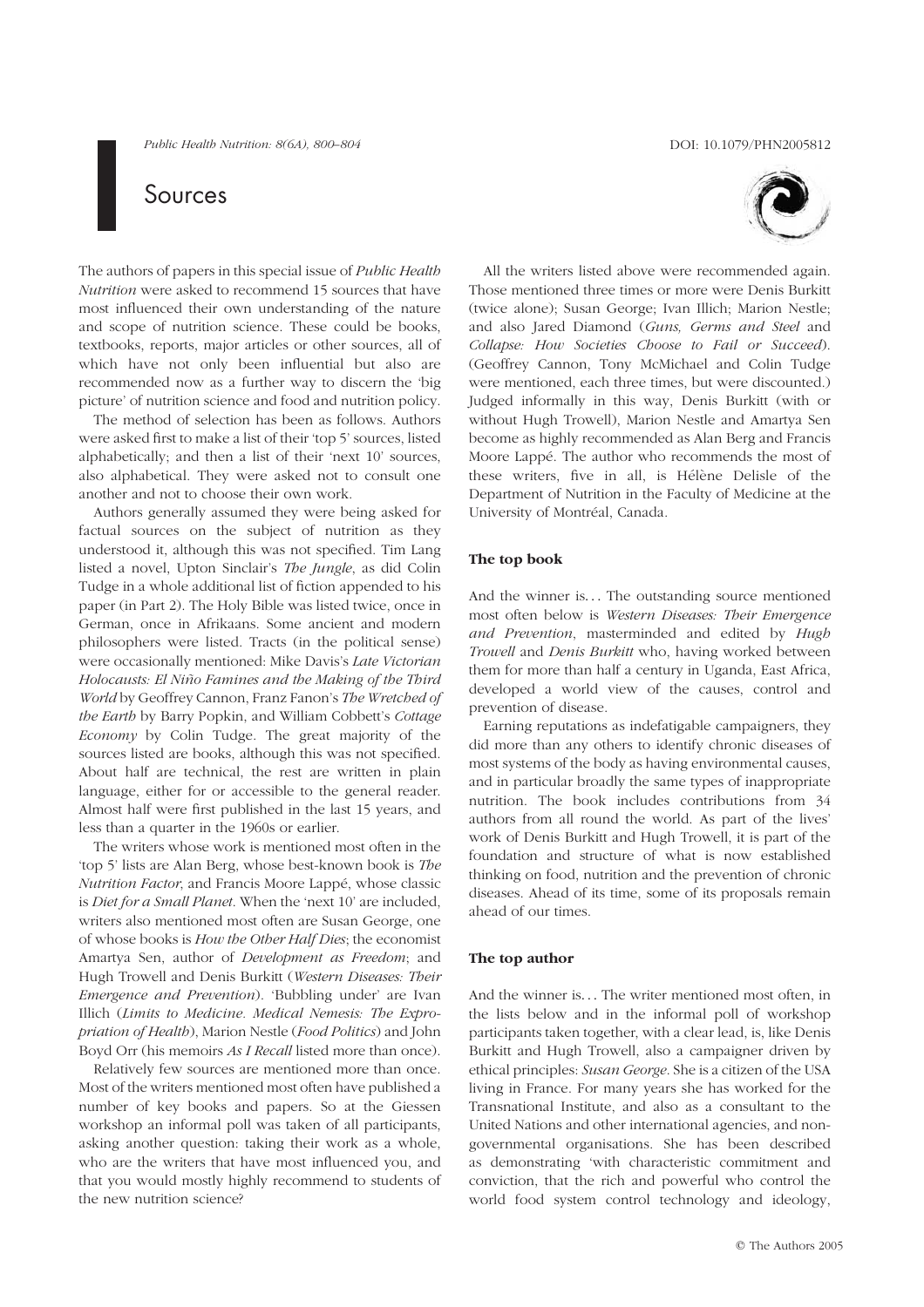# Sources

The authors of papers in this special issue of *Public Health Nutrition* were asked to recommend 15 sources that have most influenced their own understanding of the nature and scope of nutrition science. These could be books, textbooks, reports, major articles or other sources, all of which have not only been influential but also are recommended now as a further way to discern the 'big picture' of nutrition science and food and nutrition policy.

The method of selection has been as follows. Authors were asked first to make a list of their 'top 5' sources, listed alphabetically; and then a list of their 'next 10' sources, also alphabetical. They were asked not to consult one another and not to choose their own work.

Authors generally assumed they were being asked for factual sources on the subject of nutrition as they understood it, although this was not specified. Tim Lang listed a novel, Upton Sinclair's *The Jungle*, as did Colin Tudge in a whole additional list of fiction appended to his paper (in Part 2). The Holy Bible was listed twice, once in German, once in Afrikaans. Some ancient and modern philosophers were listed. Tracts (in the political sense) were occasionally mentioned: Mike Davis's *Late Victorian Holocausts: El Niño Famines and the Making of the Third World* by Geoffrey Cannon, Franz Fanon's *The Wretched of the Earth* by Barry Popkin, and William Cobbett's *Cottage Economy* by Colin Tudge. The great majority of the sources listed are books, although this was not specified. About half are technical, the rest are written in plain language, either for or accessible to the general reader. Almost half were first published in the last 15 years, and less than a quarter in the 1960s or earlier.

The writers whose work is mentioned most often in the 'top 5' lists are Alan Berg, whose best-known book is *The Nutrition Factor*, and Francis Moore Lappé, whose classic is *Diet for a Small Planet*. When the 'next 10' are included, writers also mentioned most often are Susan George, one of whose books is *How the Other Half Dies*; the economist Amartya Sen, author of *Development as Freedom*; and Hugh Trowell and Denis Burkitt (*Western Diseases: Their Emergence and Prevention*). 'Bubbling under' are Ivan Illich (*Limits to Medicine. Medical Nemesis: The Expropriation of Health*), Marion Nestle (*Food Politics*) and John Boyd Orr (his memoirs *As I Recall* listed more than once).

Relatively few sources are mentioned more than once. Most of the writers mentioned most often have published a number of key books and papers. So at the Giessen workshop an informal poll was taken of all participants, asking another question: taking their work as a whole, who are the writers that have most influenced you, and that you would mostly highly recommend to students of the new nutrition science?

All the writers listed above were recommended again. Those mentioned three times or more were Denis Burkitt (twice alone); Susan George; Ivan Illich; Marion Nestle; and also Jared Diamond (*Guns, Germs and Steel* and *Collapse: How Societies Choose to Fail or Succeed*). (Geoffrey Cannon, Tony McMichael and Colin Tudge were mentioned, each three times, but were discounted.) Judged informally in this way, Denis Burkitt (with or without Hugh Trowell), Marion Nestle and Amartya Sen become as highly recommended as Alan Berg and Francis Moore Lappé. The author who recommends the most of these writers, five in all, is Hélène Delisle of the Department of Nutrition in the Faculty of Medicine at the University of Montréal, Canada.

### The top book

And the winner is... The outstanding source mentioned most often below is *Western Diseases: Their Emergence and Prevention*, masterminded and edited by *Hugh Trowell* and *Denis Burkitt* who, having worked between them for more than half a century in Uganda, East Africa, developed a world view of the causes, control and prevention of disease.

Earning reputations as indefatigable campaigners, they did more than any others to identify chronic diseases of most systems of the body as having environmental causes, and in particular broadly the same types of inappropriate nutrition. The book includes contributions from 34 authors from all round the world. As part of the lives' work of Denis Burkitt and Hugh Trowell, it is part of the foundation and structure of what is now established thinking on food, nutrition and the prevention of chronic diseases. Ahead of its time, some of its proposals remain ahead of our times.

### The top author

And the winner is... The writer mentioned most often, in the lists below and in the informal poll of workshop participants taken together, with a clear lead, is, like Denis Burkitt and Hugh Trowell, also a campaigner driven by ethical principles: *Susan George*. She is a citizen of the USA living in France. For many years she has worked for the Transnational Institute, and also as a consultant to the United Nations and other international agencies, and non-governmental organisations. She has been described as demonstrating 'with characteristic commitment and conviction, that the rich and powerful who control the world food system control technology and ideology,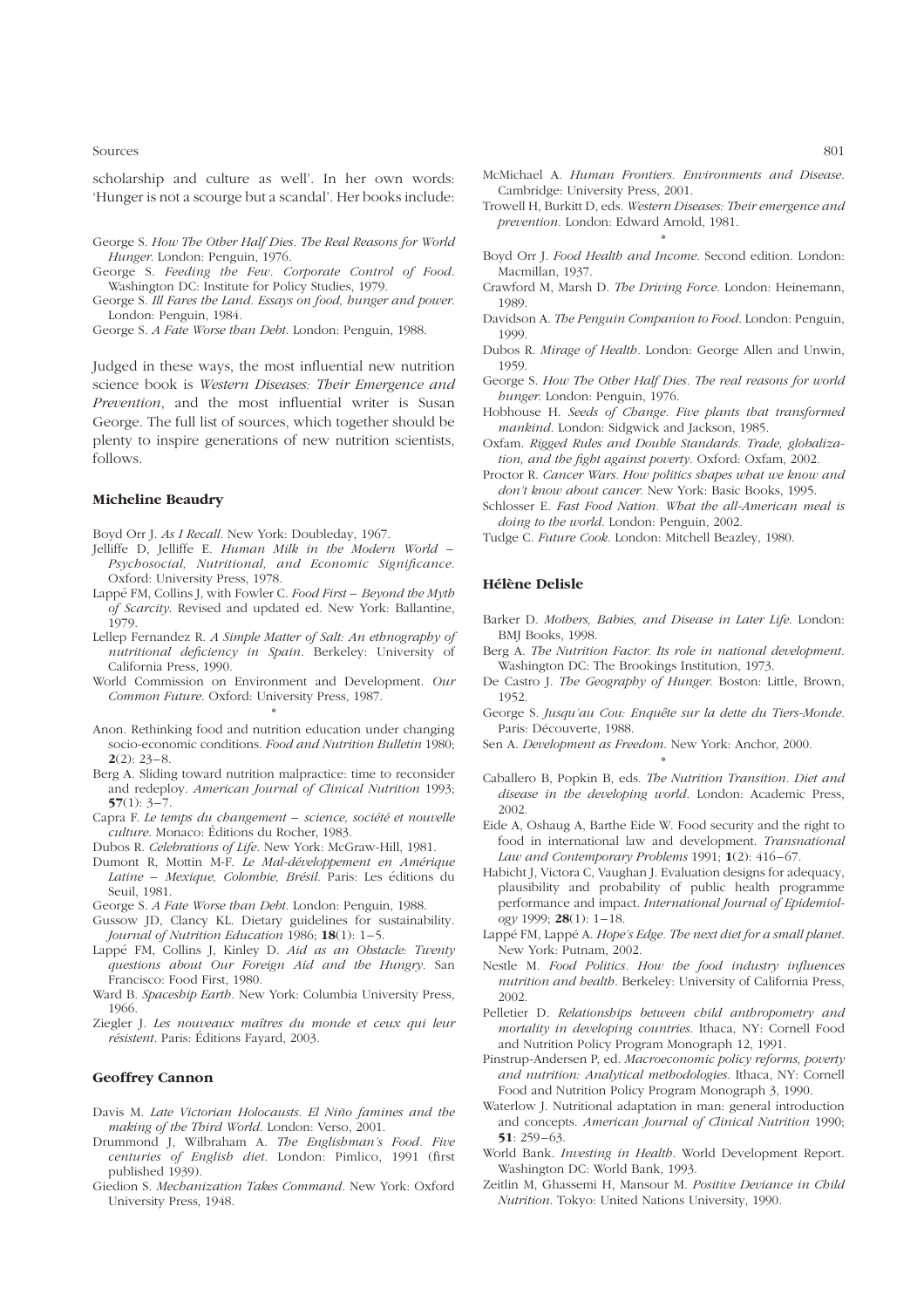scholarship and culture as well'. In her own words: 'Hunger is not a scourge but a scandal'. Her books include:

George S. *How The Other Half Dies. The Real Reasons for World Hunger*. London: Penguin, 1976.

George S. *Feeding the Few. Corporate Control of Food*. Washington DC: Institute for Policy Studies, 1979.

George S. *Ill Fares the Land. Essays on food, hunger and power*. London: Penguin, 1984.

George S. *A Fate Worse than Debt*. London: Penguin, 1988.

Judged in these ways, the most influential new nutrition science book is *Western Diseases: Their Emergence and Prevention*, and the most influential writer is Susan George. The full list of sources, which together should be plenty to inspire generations of new nutrition scientists, follows.

### Micheline Beaudry

Boyd Orr J. *As I Recall*. New York: Doubleday, 1967.

Jelliffe D, Jelliffe E. *Human Milk in the Modern World – Psychosocial, Nutritional, and Economic Significance*. Oxford: University Press, 1978.

Lappé FM, Collins J, with Fowler C. *Food First – Beyond the Myth of Scarcity*. Revised and updated ed. New York: Ballantine, 1979.

Lellep Fernandez R. *A Simple Matter of Salt: An ethnography of nutritional deficiency in Spain*. Berkeley: University of California Press, 1990.

World Commission on Environment and Development. *Our Common Future*. Oxford: University Press, 1987.

*

Anon. Rethinking food and nutrition education under changing socio-economic conditions. *Food and Nutrition Bulletin* 1980; **2**(2): 23–8.

Berg A. Sliding toward nutrition malpractice: time to reconsider and redeploy. *American Journal of Clinical Nutrition* 1993; **57**(1): 3–7.

Capra F. *Le temps du changement – science, société et nouvelle culture*. Monaco: Éditions du Rocher, 1983.

Dubos R. *Celebrations of Life*. New York: McGraw-Hill, 1981.

Dumont R, Mottin M-F. *Le Mal-développement en Amérique Latine – Mexique, Colombie, Brésil*. Paris: Les éditions du Seuil, 1981.

George S. *A Fate Worse than Debt*. London: Penguin, 1988.

Gussow JD, Clancy KL. Dietary guidelines for sustainability. *Journal of Nutrition Education* 1986; **18**(1): 1–5.

Lappé FM, Collins J, Kinley D. *Aid as an Obstacle: Twenty questions about Our Foreign Aid and the Hungry*. San Francisco: Food First, 1980.

Ward B. *Spaceship Earth*. New York: Columbia University Press, 1966.

Ziegler J. *Les nouveaux maîtres du monde et ceux qui leur résistent*. Paris: Éditions Fayard, 2003.

### Geoffrey Cannon

Davis M. *Late Victorian Holocausts. El Niño famines and the making of the Third World*. London: Verso, 2001.

Drummond J, Wilbraham A. *The Englishman's Food. Five centuries of English diet*. London: Pimlico, 1991 (first published 1939).

Giedion S. *Mechanization Takes Command*. New York: Oxford University Press, 1948.

McMichael A. *Human Frontiers. Environments and Disease*. Cambridge: University Press, 2001.

Trowell H, Burkitt D, eds. *Western Diseases: Their emergence and prevention*. London: Edward Arnold, 1981.

*

Boyd Orr J. *Food Health and Income*. Second edition. London: Macmillan, 1937.

Crawford M, Marsh D. *The Driving Force*. London: Heinemann, 1989.

Davidson A. *The Penguin Companion to Food*. London: Penguin, 1999.

Dubos R. *Mirage of Health*. London: George Allen and Unwin, 1959.

George S. *How The Other Half Dies. The real reasons for world hunger*. London: Penguin, 1976.

Hobhouse H. *Seeds of Change. Five plants that transformed mankind*. London: Sidgwick and Jackson, 1985.

Oxfam. *Rigged Rules and Double Standards. Trade, globalization, and the fight against poverty*. Oxford: Oxfam, 2002.

Proctor R. *Cancer Wars. How politics shapes what we know and don't know about cancer*. New York: Basic Books, 1995.

Schlosser E. *Fast Food Nation. What the all-American meal is doing to the world*. London: Penguin, 2002.

Tudge C. *Future Cook*. London: Mitchell Beazley, 1980.

### Hélène Delisle

Barker D. *Mothers, Babies, and Disease in Later Life*. London: BMJ Books, 1998.

Berg A. *The Nutrition Factor. Its role in national development*. Washington DC: The Brookings Institution, 1973.

De Castro J. *The Geography of Hunger*. Boston: Little, Brown, 1952.

George S. *Jusqu'au Cou: Enquête sur la dette du Tiers-Monde*. Paris: Découverte, 1988.

Sen A. *Development as Freedom*. New York: Anchor, 2000.

*

Caballero B, Popkin B, eds. *The Nutrition Transition. Diet and disease in the developing world*. London: Academic Press, 2002.

Eide A, Oshaug A, Barthe Eide W. Food security and the right to food in international law and development. *Transnational Law and Contemporary Problems* 1991; **1**(2): 416–67.

Habicht J, Victora C, Vaughan J. Evaluation designs for adequacy, plausibility and probability of public health programme performance and impact. *International Journal of Epidemiology* 1999; **28**(1): 1–18.

Lappé FM, Lappé A. *Hope's Edge. The next diet for a small planet*. New York: Putnam, 2002.

Nestle M. *Food Politics. How the food industry influences nutrition and health*. Berkeley: University of California Press, 2002.

Pelletier D. *Relationships between child anthropometry and mortality in developing countries*. Ithaca, NY: Cornell Food and Nutrition Policy Program Monograph 12, 1991.

Pinstrup-Andersen P, ed. *Macroeconomic policy reforms, poverty and nutrition: Analytical methodologies*. Ithaca, NY: Cornell Food and Nutrition Policy Program Monograph 3, 1990.

Waterlow J. Nutritional adaptation in man: general introduction and concepts. *American Journal of Clinical Nutrition* 1990; **51**: 259–63.

World Bank. *Investing in Health*. World Development Report. Washington DC: World Bank, 1993.

Zeitlin M, Ghassemi H, Mansour M. *Positive Deviance in Child Nutrition*. Tokyo: United Nations University, 1990.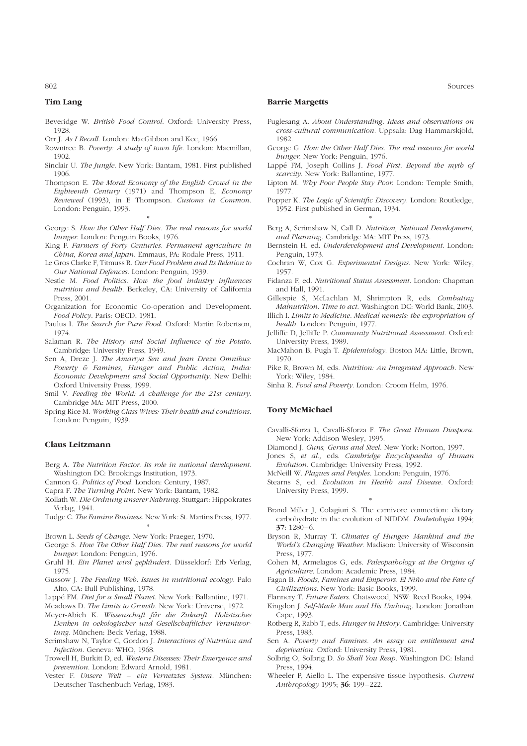## Tim Lang

- Beveridge W. *British Food Control*. Oxford: University Press, 1928.
- Orr J. *As I Recall*. London: MacGibbon and Kee, 1966.
- Rowntree B. *Poverty: A study of town life*. London: Macmillan, 1902.
- Sinclair U. *The Jungle*. New York: Bantam, 1981. First published 1906.
- Thompson E. *The Moral Economy of the English Crowd in the Eighteenth Century* (1971) and Thompson E, *Economy Reviewed* (1993), in E Thompson. *Customs in Common*. London: Penguin, 1993.

\*

- George S. *How the Other Half Dies. The real reasons for world hunger*. London: Penguin Books, 1976.
- King F. *Farmers of Forty Centuries. Permanent agriculture in China, Korea and Japan*. Emmaus, PA: Rodale Press, 1911.
- Le Gros Clarke F, Titmuss R. *Our Food Problem and Its Relation to Our National Defences*. London: Penguin, 1939.
- Nestle M. *Food Politics. How the food industry influences nutrition and health*. Berkeley, CA: University of California Press, 2001.
- Organization for Economic Co-operation and Development. *Food Policy*. Paris: OECD, 1981.
- Paulus I. *The Search for Pure Food*. Oxford: Martin Robertson, 1974.
- Salaman R. *The History and Social Influence of the Potato*. Cambridge: University Press, 1949.
- Sen A, Dreze J. *The Amartya Sen and Jean Dreze Omnibus: Poverty & Famines, Hunger and Public Action, India: Economic Development and Social Opportunity*. New Delhi: Oxford University Press, 1999.
- Smil V. *Feeding the World: A challenge for the 21st century*. Cambridge MA: MIT Press, 2000.
- Spring Rice M. *Working Class Wives: Their health and conditions*. London: Penguin, 1939.

## Claus Leitzmann

- Berg A. *The Nutrition Factor. Its role in national development*. Washington DC: Brookings Institution, 1973.
- Cannon G. *Politics of Food*. London: Century, 1987.
- Capra F. *The Turning Point*. New York: Bantam, 1982.
- Kollath W. *Die Ordnung unserer Nahrung*. Stuttgart: Hippokrates Verlag, 1941.
- Tudge C. *The Famine Business*. New York: St. Martins Press, 1977.

\*

- Brown L. *Seeds of Change*. New York: Praeger, 1970.
- George S. *How The Other Half Dies. The real reasons for world hunger*. London: Penguin, 1976.
- Gruhl H. *Ein Planet wird geplündert*. Düsseldorf: Erb Verlag, 1975.
- Gussow J. *The Feeding Web. Issues in nutritional ecology*. Palo Alto, CA: Bull Publishing, 1978.
- Lappé FM. *Diet for a Small Planet*. New York: Ballantine, 1971.
- Meadows D. *The Limits to Growth*. New York: Universe, 1972.
- Meyer-Abich K. *Wissenschaft für die Zukunft. Holistisches Denken in oekologischer und Gesellschaftlicher Verantwortung*. München: Beck Verlag, 1988.
- Scrimshaw N, Taylor C, Gordon J. *Interactions of Nutrition and Infection*. Geneva: WHO, 1968.
- Trowell H, Burkitt D, ed. *Western Diseases: Their Emergence and prevention*. London: Edward Arnold, 1981.
- Vester F. *Unsere Welt – ein Vernetztes System*. München: Deutscher Taschenbuch Verlag, 1983.

## Barrie Margetts

- Fuglesang A. *About Understanding. Ideas and observations on cross-cultural communication*. Uppsala: Dag Hammarskjöld, 1982.
- George G. *How the Other Half Dies. The real reasons for world hunger*. New York: Penguin, 1976.
- Lappé FM, Joseph Collins J. *Food First. Beyond the myth of scarcity*. New York: Ballantine, 1977.
- Lipton M. *Why Poor People Stay Poor*. London: Temple Smith, 1977.
- Popper K. *The Logic of Scientific Discovery*. London: Routledge, 1952. First published in German, 1934.

\*

- Berg A, Scrimshaw N, Call D. *Nutrition, National Development, and Planning*. Cambridge MA: MIT Press, 1973.
- Bernstein H, ed. *Underdevelopment and Development*. London: Penguin, 1973.
- Cochran W, Cox G. *Experimental Designs*. New York: Wiley, 1957.
- Fidanza F, ed. *Nutritional Status Assessment*. London: Chapman and Hall, 1991.
- Gillespie S, McLachlan M, Shrimpton R, eds. *Combating Malnutrition. Time to act*. Washington DC: World Bank, 2003.
- Illich I. *Limits to Medicine. Medical nemesis: the expropriation of health*. London: Penguin, 1977.
- Jelliffe D, Jelliffe P. *Community Nutritional Assessment*. Oxford: University Press, 1989.
- MacMahon B, Pugh T. *Epidemiology*. Boston MA: Little, Brown, 1970.
- Pike R, Brown M, eds. *Nutrition: An Integrated Approach*. New York: Wiley, 1984.
- Sinha R. *Food and Poverty*. London: Croom Helm, 1976.

## Tony McMichael

- Cavalli-Sforza L, Cavalli-Sforza F. *The Great Human Diaspora*. New York: Addison Wesley, 1995.
- Diamond J. *Guns, Germs and Steel*. New York: Norton, 1997.
- Jones S, *et al*., eds. *Cambridge Encyclopaedia of Human Evolution*. Cambridge: University Press, 1992.
- McNeill W. *Plagues and Peoples*. London: Penguin, 1976.
- Stearns S, ed. *Evolution in Health and Disease*. Oxford: University Press, 1999.

\*

- Brand Miller J, Colagiuri S. The carnivore connection: dietary carbohydrate in the evolution of NIDDM. *Diabetologia* 1994; **37**: 1280–6.
- Bryson R, Murray T. *Climates of Hunger: Mankind and the World's Changing Weather*. Madison: University of Wisconsin Press, 1977.
- Cohen M, Armelagos G, eds. *Paleopathology at the Origins of Agriculture*. London: Academic Press, 1984.
- Fagan B. *Floods, Famines and Emperors. El Niño and the Fate of Civilizations*. New York: Basic Books, 1999.
- Flannery T. *Future Eaters*. Chatswood, NSW: Reed Books, 1994.
- Kingdon J. *Self-Made Man and His Undoing*. London: Jonathan Cape, 1993.
- Rotberg R, Rabb T, eds. *Hunger in History*. Cambridge: University Press, 1983.
- Sen A. *Poverty and Famines. An essay on entitlement and deprivation*. Oxford: University Press, 1981.
- Solbrig O, Solbrig D. *So Shall You Reap*. Washington DC: Island Press, 1994.
- Wheeler P, Aiello L. The expensive tissue hypothesis. *Current Anthropology* 1995; **36**: 199–222.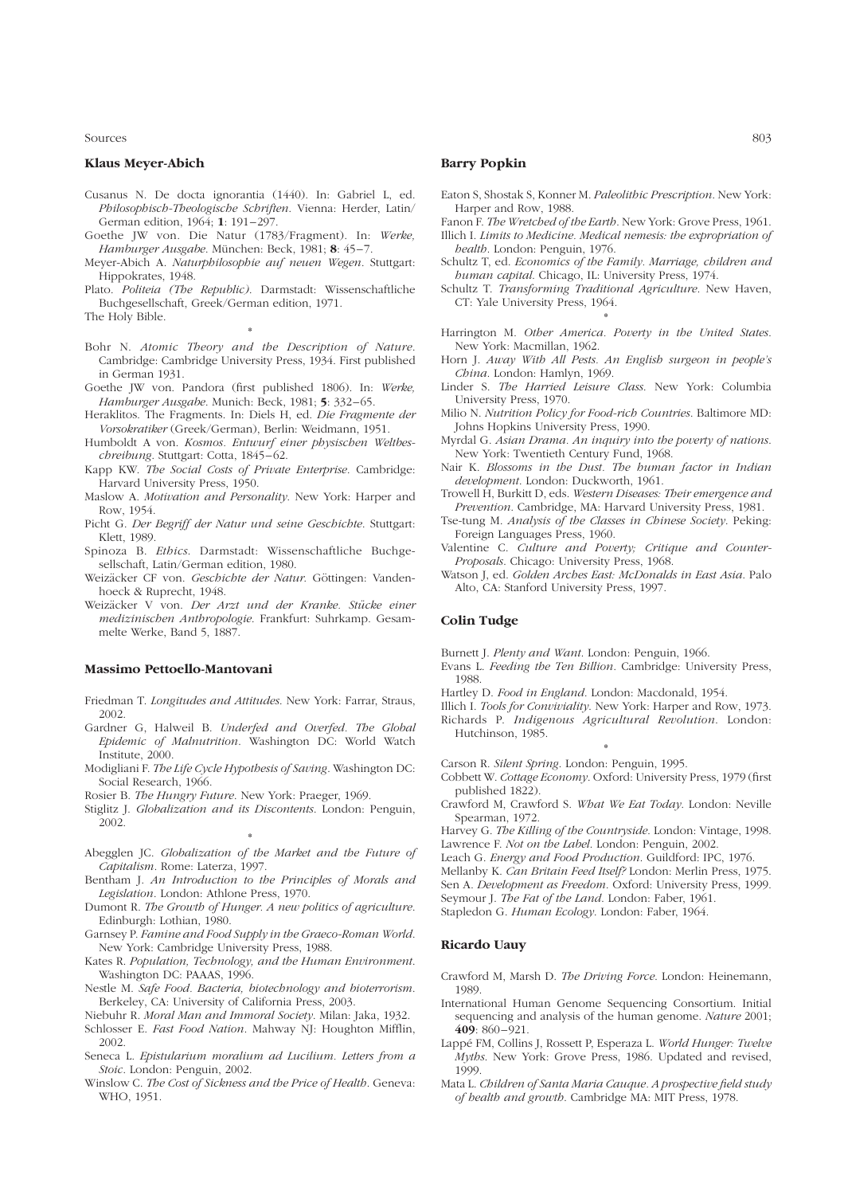### Klaus Meyer-Abich

- Cusanus N. De docta ignorantia (1440). In: Gabriel L, ed. *Philosophisch-Theologische Schriften*. Vienna: Herder, Latin/German edition, 1964; **1**: 191–297.
- Goethe JW von. Die Natur (1783/Fragment). In: *Werke, Hamburger Ausgabe*. München: Beck, 1981; **8**: 45–7.
- Meyer-Abich A. *Naturphilosophie auf neuen Wegen*. Stuttgart: Hippokrates, 1948.
- Plato. *Politeia (The Republic)*. Darmstadt: Wissenschaftliche Buchgesellschaft, Greek/German edition, 1971.
- The Holy Bible.

*

- Bohr N. *Atomic Theory and the Description of Nature*. Cambridge: Cambridge University Press, 1934. First published in German 1931.
- Goethe JW von. Pandora (first published 1806). In: *Werke, Hamburger Ausgabe*. Munich: Beck, 1981; **5**: 332–65.
- Heraklitos. The Fragments. In: Diels H, ed. *Die Fragmente der Vorsokratiker* (Greek/German), Berlin: Weidmann, 1951.
- Humboldt A von. *Kosmos. Entwurf einer physischen Weltbeschreibung*. Stuttgart: Cotta, 1845–62.
- Kapp KW. *The Social Costs of Private Enterprise*. Cambridge: Harvard University Press, 1950.
- Maslow A. *Motivation and Personality*. New York: Harper and Row, 1954.
- Picht G. *Der Begriff der Natur und seine Geschichte*. Stuttgart: Klett, 1989.
- Spinoza B. *Ethics*. Darmstadt: Wissenschaftliche Buchgesellschaft, Latin/German edition, 1980.
- Weizäcker CF von. *Geschichte der Natur*. Göttingen: Vandenhoeck & Ruprecht, 1948.
- Weizäcker V von. *Der Arzt und der Kranke. Stücke einer medizinischen Anthropologie*. Frankfurt: Suhrkamp. Gesammelte Werke, Band 5, 1887.

### Massimo Pettoello-Mantovani

- Friedman T. *Longitudes and Attitudes*. New York: Farrar, Straus, 2002.
- Gardner G, Halweil B. *Underfed and Overfed. The Global Epidemic of Malnutrition*. Washington DC: World Watch Institute, 2000.
- Modigliani F. *The Life Cycle Hypothesis of Saving*. Washington DC: Social Research, 1966.
- Rosier B. *The Hungry Future*. New York: Praeger, 1969.
- Stiglitz J. *Globalization and its Discontents*. London: Penguin, 2002.

*

- Abegglen JC. *Globalization of the Market and the Future of Capitalism*. Rome: Laterza, 1997.
- Bentham J. *An Introduction to the Principles of Morals and Legislation*. London: Athlone Press, 1970.
- Dumont R. *The Growth of Hunger. A new politics of agriculture*. Edinburgh: Lothian, 1980.
- Garnsey P. *Famine and Food Supply in the Graeco-Roman World*. New York: Cambridge University Press, 1988.
- Kates R. *Population, Technology, and the Human Environment*. Washington DC: PAAAS, 1996.
- Nestle M. *Safe Food. Bacteria, biotechnology and bioterrorism*. Berkeley, CA: University of California Press, 2003.
- Niebuhr R. *Moral Man and Immoral Society*. Milan: Jaka, 1932.
- Schlosser E. *Fast Food Nation*. Mahway NJ: Houghton Mifflin, 2002.
- Seneca L. *Epistularium moralium ad Lucilium. Letters from a Stoic*. London: Penguin, 2002.
- Winslow C. *The Cost of Sickness and the Price of Health*. Geneva: WHO, 1951.

### Barry Popkin

- Eaton S, Shostak S, Konner M. *Paleolithic Prescription*. New York: Harper and Row, 1988.
- Fanon F. *The Wretched of the Earth*. New York: Grove Press, 1961.
- Illich I. *Limits to Medicine. Medical nemesis: the expropriation of health*. London: Penguin, 1976.
- Schultz T, ed. *Economics of the Family. Marriage, children and human capital*. Chicago, IL: University Press, 1974.
- Schultz T. *Transforming Traditional Agriculture*. New Haven, CT: Yale University Press, 1964.

*

- Harrington M. *Other America. Poverty in the United States*. New York: Macmillan, 1962.
- Horn J. *Away With All Pests. An English surgeon in people's China*. London: Hamlyn, 1969.
- Linder S. *The Harried Leisure Class*. New York: Columbia University Press, 1970.
- Milio N. *Nutrition Policy for Food-rich Countries*. Baltimore MD: Johns Hopkins University Press, 1990.
- Myrdal G. *Asian Drama. An inquiry into the poverty of nations*. New York: Twentieth Century Fund, 1968.
- Nair K. *Blossoms in the Dust. The human factor in Indian development*. London: Duckworth, 1961.
- Trowell H, Burkitt D, eds. *Western Diseases: Their emergence and Prevention*. Cambridge, MA: Harvard University Press, 1981.
- Tse-tung M. *Analysis of the Classes in Chinese Society*. Peking: Foreign Languages Press, 1960.
- Valentine C. *Culture and Poverty; Critique and Counter-Proposals*. Chicago: University Press, 1968.
- Watson J, ed. *Golden Arches East: McDonalds in East Asia*. Palo Alto, CA: Stanford University Press, 1997.

### Colin Tudge

- Burnett J. *Plenty and Want*. London: Penguin, 1966.
- Evans L. *Feeding the Ten Billion*. Cambridge: University Press, 1988.
- Hartley D. *Food in England*. London: Macdonald, 1954.
- Illich I. *Tools for Conviviality*. New York: Harper and Row, 1973.
- Richards P. *Indigenous Agricultural Revolution*. London: Hutchinson, 1985.

*

- Carson R. *Silent Spring*. London: Penguin, 1995.
- Cobbett W. *Cottage Economy*. Oxford: University Press, 1979 (first published 1822).
- Crawford M, Crawford S. *What We Eat Today*. London: Neville Spearman, 1972.
- Harvey G. *The Killing of the Countryside*. London: Vintage, 1998.
- Lawrence F. *Not on the Label*. London: Penguin, 2002.
- Leach G. *Energy and Food Production*. Guildford: IPC, 1976.
- Mellanby K. *Can Britain Feed Itself?* London: Merlin Press, 1975.
- Sen A. *Development as Freedom*. Oxford: University Press, 1999.
- Seymour J. *The Fat of the Land*. London: Faber, 1961.
- Stapledon G. *Human Ecology*. London: Faber, 1964.

### Ricardo Uauy

- Crawford M, Marsh D. *The Driving Force*. London: Heinemann, 1989.
- International Human Genome Sequencing Consortium. Initial sequencing and analysis of the human genome. *Nature* 2001; **409**: 860–921.
- Lappé FM, Collins J, Rossett P, Esperaza L. *World Hunger: Twelve Myths*. New York: Grove Press, 1986. Updated and revised, 1999.
- Mata L. *Children of Santa Maria Cauque. A prospective field study of health and growth*. Cambridge MA: MIT Press, 1978.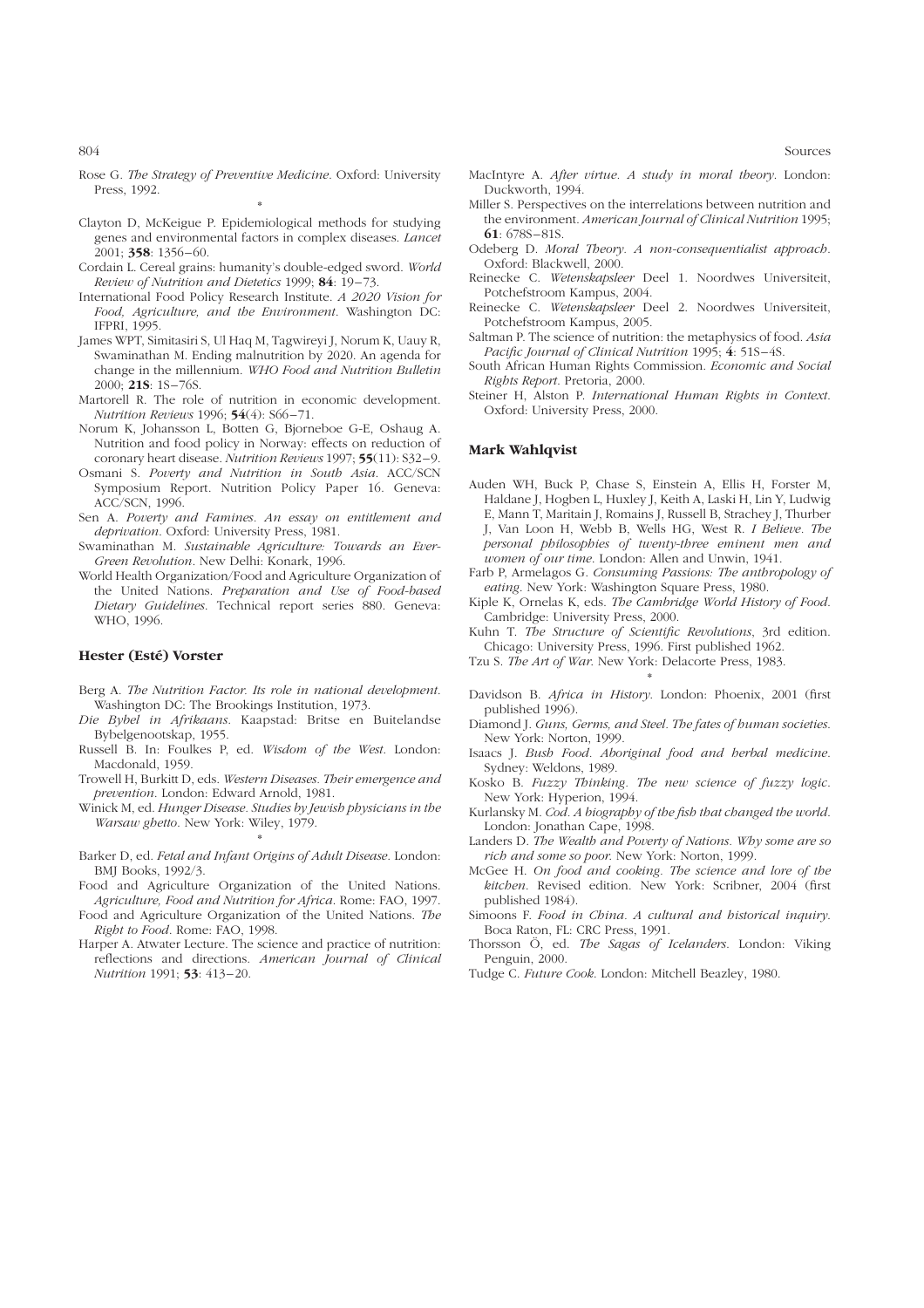Rose G. *The Strategy of Preventive Medicine*. Oxford: University Press, 1992.

*

Clayton D, McKeigue P. Epidemiological methods for studying genes and environmental factors in complex diseases. *Lancet* 2001; **358**: 1356–60.

Cordain L. Cereal grains: humanity's double-edged sword. *World Review of Nutrition and Dietetics* 1999; **84**: 19–73.

International Food Policy Research Institute. *A 2020 Vision for Food, Agriculture, and the Environment*. Washington DC: IFPRI, 1995.

James WPT, Simitasiri S, Ul Haq M, Tagwireyi J, Norum K, Uauy R, Swaminathan M. Ending malnutrition by 2020. An agenda for change in the millennium. *WHO Food and Nutrition Bulletin* 2000; **21S**: 1S–76S.

Martorell R. The role of nutrition in economic development. *Nutrition Reviews* 1996; **54**(4): S66–71.

Norum K, Johansson L, Botten G, Bjorneboe G-E, Oshaug A. Nutrition and food policy in Norway: effects on reduction of coronary heart disease. *Nutrition Reviews* 1997; **55**(11): S32–9.

Osmani S. *Poverty and Nutrition in South Asia*. ACC/SCN Symposium Report. Nutrition Policy Paper 16. Geneva: ACC/SCN, 1996.

Sen A. *Poverty and Famines. An essay on entitlement and deprivation*. Oxford: University Press, 1981.

Swaminathan M. *Sustainable Agriculture: Towards an Ever-Green Revolution*. New Delhi: Konark, 1996.

World Health Organization/Food and Agriculture Organization of the United Nations. *Preparation and Use of Food-based Dietary Guidelines*. Technical report series 880. Geneva: WHO, 1996.

### Hester (Esté) Vorster

Berg A. *The Nutrition Factor. Its role in national development*. Washington DC: The Brookings Institution, 1973.

*Die Bybel in Afrikaans*. Kaapstad: Britse en Buitelandse Bybelgenootskap, 1955.

Russell B. In: Foulkes P, ed. *Wisdom of the West*. London: Macdonald, 1959.

Trowell H, Burkitt D, eds. *Western Diseases. Their emergence and prevention*. London: Edward Arnold, 1981.

Winick M, ed. *Hunger Disease. Studies by Jewish physicians in the Warsaw ghetto*. New York: Wiley, 1979.

*

Barker D, ed. *Fetal and Infant Origins of Adult Disease*. London: BMJ Books, 1992/3.

Food and Agriculture Organization of the United Nations. *Agriculture, Food and Nutrition for Africa*. Rome: FAO, 1997.

Food and Agriculture Organization of the United Nations. *The Right to Food*. Rome: FAO, 1998.

Harper A. Atwater Lecture. The science and practice of nutrition: reflections and directions. *American Journal of Clinical Nutrition* 1991; **53**: 413–20.

MacIntyre A. *After virtue. A study in moral theory*. London: Duckworth, 1994.

Miller S. Perspectives on the interrelations between nutrition and the environment. *American Journal of Clinical Nutrition* 1995; **61**: 678S–81S.

Odeberg D. *Moral Theory. A non-consequentialist approach*. Oxford: Blackwell, 2000.

Reinecke C. *Wetenskapsleer* Deel 1. Noordwes Universiteit, Potchefstroom Kampus, 2004.

Reinecke C. *Wetenskapsleer* Deel 2. Noordwes Universiteit, Potchefstroom Kampus, 2005.

Saltman P. The science of nutrition: the metaphysics of food. *Asia Pacific Journal of Clinical Nutrition* 1995; **4**: 51S–4S.

South African Human Rights Commission. *Economic and Social Rights Report*. Pretoria, 2000.

Steiner H, Alston P. *International Human Rights in Context*. Oxford: University Press, 2000.

### Mark Wahlqvist

Auden WH, Buck P, Chase S, Einstein A, Ellis H, Forster M, Haldane J, Hogben L, Huxley J, Keith A, Laski H, Lin Y, Ludwig E, Mann T, Maritain J, Romains J, Russell B, Strachey J, Thurber J, Van Loon H, Webb B, Wells HG, West R. *I Believe. The personal philosophies of twenty-three eminent men and women of our time*. London: Allen and Unwin, 1941.

Farb P, Armelagos G. *Consuming Passions: The anthropology of eating*. New York: Washington Square Press, 1980.

Kiple K, Ornelas K, eds. *The Cambridge World History of Food*. Cambridge: University Press, 2000.

Kuhn T. *The Structure of Scientific Revolutions*, 3rd edition. Chicago: University Press, 1996. First published 1962.

Tzu S. *The Art of War*. New York: Delacorte Press, 1983.

*

Davidson B. *Africa in History*. London: Phoenix, 2001 (first published 1996).

Diamond J. *Guns, Germs, and Steel. The fates of human societies*. New York: Norton, 1999.

Isaacs J. *Bush Food. Aboriginal food and herbal medicine*. Sydney: Weldons, 1989.

Kosko B. *Fuzzy Thinking. The new science of fuzzy logic*. New York: Hyperion, 1994.

Kurlansky M. *Cod. A biography of the fish that changed the world*. London: Jonathan Cape, 1998.

Landers D. *The Wealth and Poverty of Nations. Why some are so rich and some so poor*. New York: Norton, 1999.

McGee H. *On food and cooking. The science and lore of the kitchen*. Revised edition. New York: Scribner, 2004 (first published 1984).

Simoons F. *Food in China. A cultural and historical inquiry*. Boca Raton, FL: CRC Press, 1991.

Thorsson Ö, ed. *The Sagas of Icelanders*. London: Viking Penguin, 2000.

Tudge C. *Future Cook*. London: Mitchell Beazley, 1980.